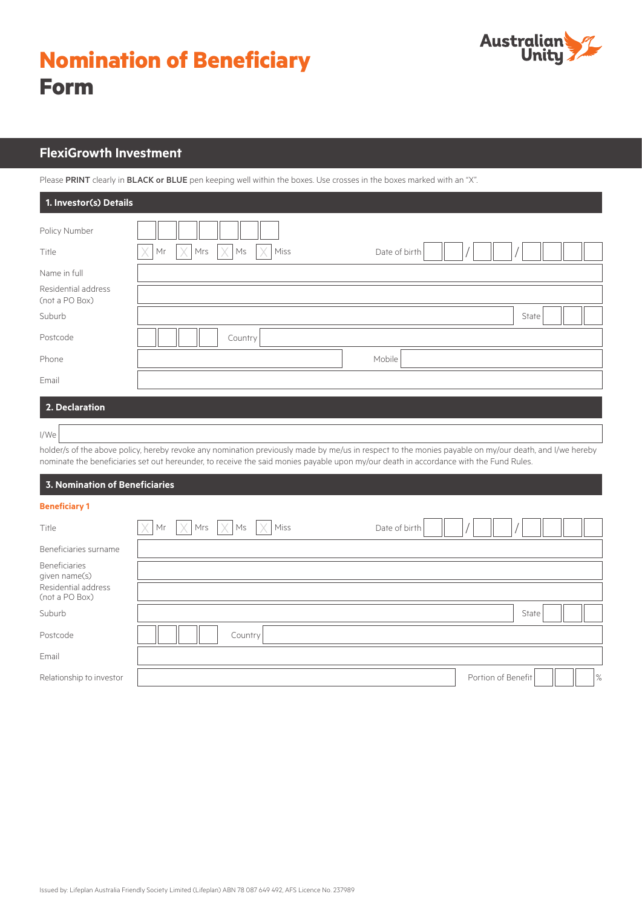# Nomination of Beneficiary Form

Australian Unity

## FlexiGrowth Investment

Please **PRINT** clearly in **BLACK or BLUE** pen keeping well within the boxes. Use crosses in the boxes marked with an "X".

### 1. Investor(s) Details

Policy Number

Title ☐ Mr ☐ Mrs ☐ Ms ☐ Miss Date of birth __ __ / __ __ / __ __ __ __

Name in full

Residential address (not a PO Box)

Suburb State

Postcode Country

Phone Mobile

Email

### 2. Declaration

I/We

holder/s of the above policy, hereby revoke any nomination previously made by me/us in respect to the monies payable on my/our death, and I/we hereby nominate the beneficiaries set out hereunder, to receive the said monies payable upon my/our death in accordance with the Fund Rules.

### 3. Nomination of Beneficiaries

**Beneficiary 1**

Title ☐ Mr ☐ Mrs ☐ Ms ☐ Miss Date of birth __ __ / __ __ / __ __ __ __

Beneficiaries surname

Beneficiaries given name(s)

Residential address (not a PO Box)

Suburb State

Postcode Country

Email

Relationship to investor Portion of Benefit %

Issued by: Lifeplan Australia Friendly Society Limited (Lifeplan) ABN 78 087 649 492, AFS Licence No. 237989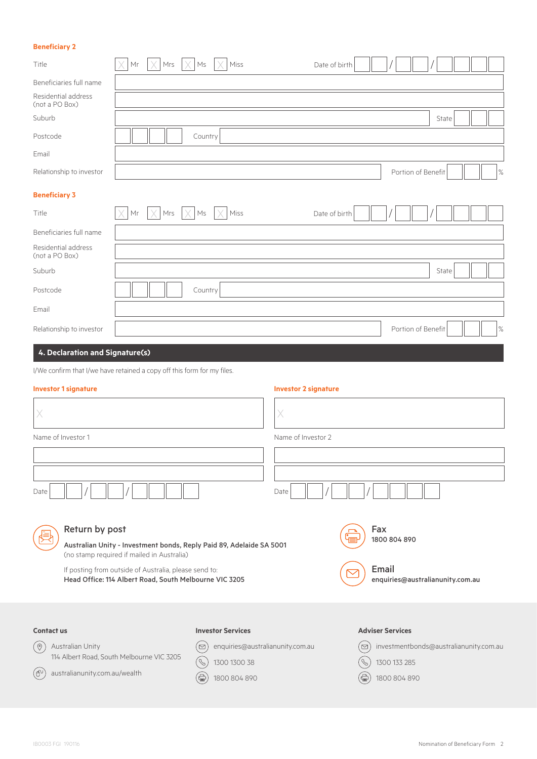### Beneficiary 2

Title ☐ Mr ☐ Mrs ☐ Ms ☐ Miss Date of birth __ __ / __ __ / __ __ __ __

Beneficiaries full name

Residential address (not a PO Box)

Suburb State

Postcode Country

Email

Relationship to investor Portion of Benefit %

### Beneficiary 3

Title ☐ Mr ☐ Mrs ☐ Ms ☐ Miss Date of birth __ __ / __ __ / __ __ __ __

Beneficiaries full name

Residential address (not a PO Box)

Suburb State

Postcode Country

Email

Relationship to investor Portion of Benefit %

## 4. Declaration and Signature(s)

I/We confirm that I/we have retained a copy off this form for my files.

**Investor 1 signature**

X

Name of Investor 1

Date __ __ / __ __ / __ __ __ __

**Investor 2 signature**

X

Name of Investor 2

Date __ __ / __ __ / __ __ __ __

### Return by post

**Australian Unity - Investment bonds, Reply Paid 89, Adelaide SA 5001**
(no stamp required if mailed in Australia)

If posting from outside of Australia, please send to:
**Head Office: 114 Albert Road, South Melbourne VIC 3205**

### Fax

**1800 804 890**

### Email

**enquiries@australianunity.com.au**

**Contact us**

Australian Unity
114 Albert Road, South Melbourne VIC 3205

australianunity.com.au/wealth

**Investor Services**

enquiries@australianunity.com.au

1300 1300 38

1800 804 890

**Adviser Services**

investmentbonds@australianunity.com.au

1300 133 285

1800 804 890

IB0003 FGI 190116